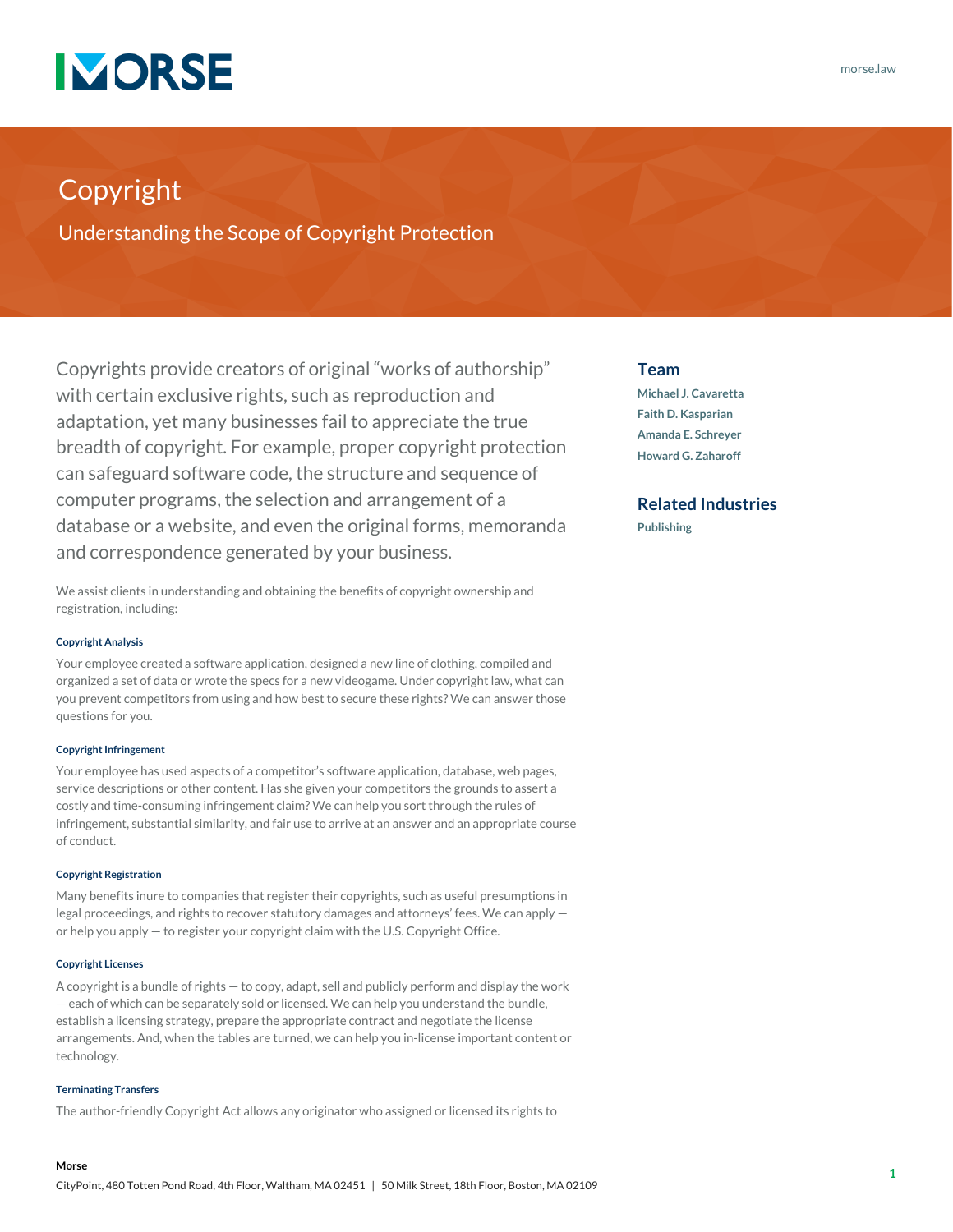# Copyright

## Understanding the Scope of Copyright Protection

Copyrights provide creators of original "works of authorship" with certain exclusive rights, such as reproduction and adaptation, yet many businesses fail to appreciate the true breadth of copyright. For example, proper copyright protection can safeguard software code, the structure and sequence of computer programs, the selection and arrangement of a database or a website, and even the original forms, memoranda and correspondence generated by your business.

We assist clients in understanding and obtaining the benefits of copyright ownership and registration, including:

#### Copyright Analysis

Your employee created a software application, designed a new line of clothing, compiled and organized a set of data or wrote the specs for a new videogame. Under copyright law, what can you prevent competitors from using and how best to secure these rights? We can answer those questions for you.

#### Copyright Infringement

Your employee has used aspects of a competitor's software application, database, web pages, service descriptions or other content. Has she given your competitors the grounds to assert a costly and time-consuming infringement claim? We can help you sort through the rules of infringement, substantial similarity, and fair use to arrive at an answer and an appropriate course of conduct.

#### Copyright Registration

Many benefits inure to companies that register their copyrights, such as useful presumptions in legal proceedings, and rights to recover statutory damages and attorneys' fees. We can apply — or help you apply — to register your copyright claim with the U.S. Copyright Office.

#### Copyright Licenses

A copyright is a bundle of rights — to copy, adapt, sell and publicly perform and display the work — each of which can be separately sold or licensed. We can help you understand the bundle, establish a licensing strategy, prepare the appropriate contract and negotiate the license arrangements. And, when the tables are turned, we can help you in-license important content or technology.

#### Terminating Transfers

The author-friendly Copyright Act allows any originator who assigned or licensed its rights to

## Team

Michael J. Cavaretta
Faith D. Kasparian
Amanda E. Schreyer
Howard G. Zaharoff

## Related Industries

Publishing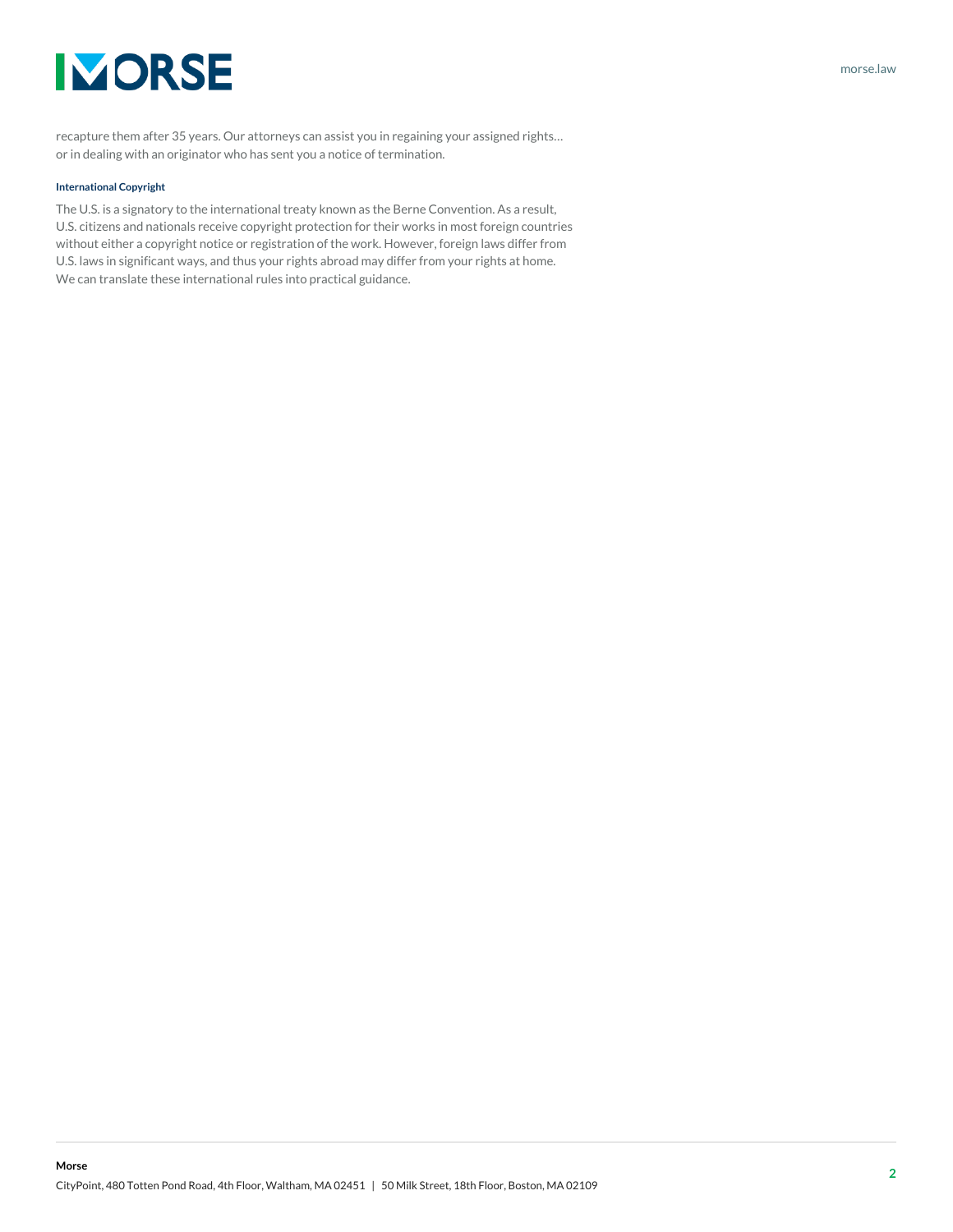recapture them after 35 years. Our attorneys can assist you in regaining your assigned rights… or in dealing with an originator who has sent you a notice of termination.

#### International Copyright

The U.S. is a signatory to the international treaty known as the Berne Convention. As a result, U.S. citizens and nationals receive copyright protection for their works in most foreign countries without either a copyright notice or registration of the work. However, foreign laws differ from U.S. laws in significant ways, and thus your rights abroad may differ from your rights at home. We can translate these international rules into practical guidance.